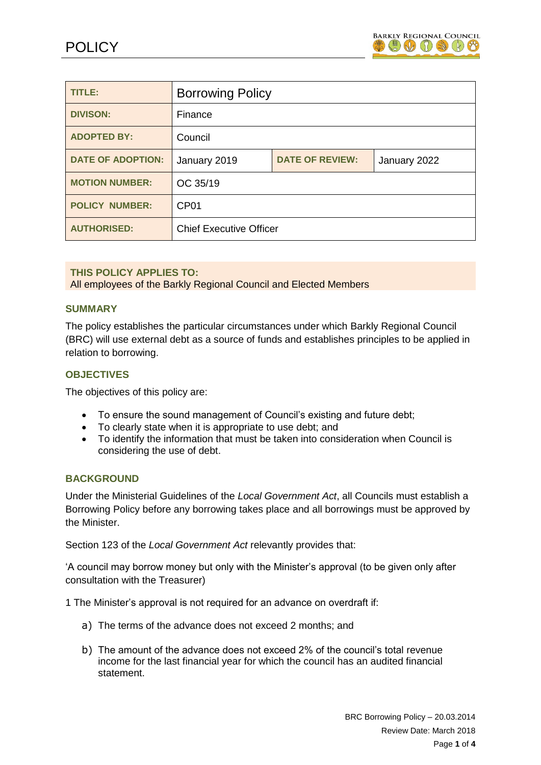# POLICY

| TITLE: | Borrowing Policy | | |
|---|---|---|---|
| DIVISON: | Finance | | |
| ADOPTED BY: | Council | | |
| DATE OF ADOPTION: | January 2019 | DATE OF REVIEW: | January 2022 |
| MOTION NUMBER: | OC 35/19 | | |
| POLICY NUMBER: | CP01 | | |
| AUTHORISED: | Chief Executive Officer | | |

**THIS POLICY APPLIES TO:**
All employees of the Barkly Regional Council and Elected Members

## SUMMARY

The policy establishes the particular circumstances under which Barkly Regional Council (BRC) will use external debt as a source of funds and establishes principles to be applied in relation to borrowing.

## OBJECTIVES

The objectives of this policy are:

- To ensure the sound management of Council's existing and future debt;
- To clearly state when it is appropriate to use debt; and
- To identify the information that must be taken into consideration when Council is considering the use of debt.

## BACKGROUND

Under the Ministerial Guidelines of the *Local Government Act*, all Councils must establish a Borrowing Policy before any borrowing takes place and all borrowings must be approved by the Minister.

Section 123 of the *Local Government Act* relevantly provides that:

'A council may borrow money but only with the Minister's approval (to be given only after consultation with the Treasurer)

1 The Minister's approval is not required for an advance on overdraft if:

a) The terms of the advance does not exceed 2 months; and

b) The amount of the advance does not exceed 2% of the council's total revenue income for the last financial year for which the council has an audited financial statement.

BRC Borrowing Policy – 20.03.2014
Review Date: March 2018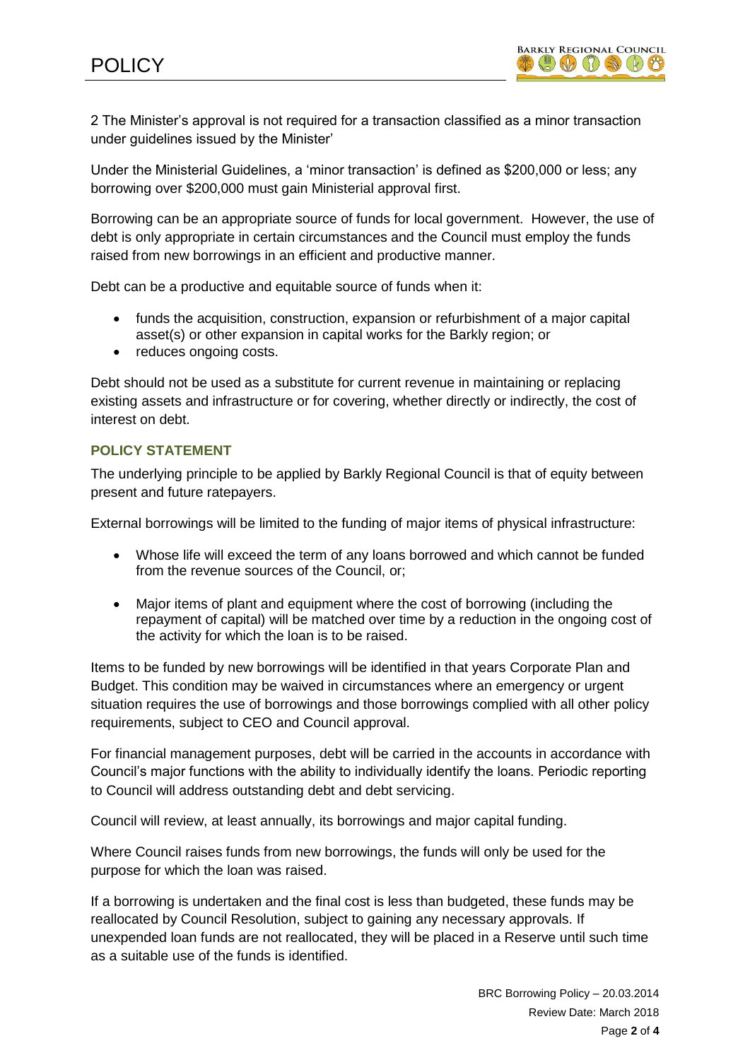2 The Minister's approval is not required for a transaction classified as a minor transaction under guidelines issued by the Minister'

Under the Ministerial Guidelines, a 'minor transaction' is defined as $200,000 or less; any borrowing over $200,000 must gain Ministerial approval first.

Borrowing can be an appropriate source of funds for local government. However, the use of debt is only appropriate in certain circumstances and the Council must employ the funds raised from new borrowings in an efficient and productive manner.

Debt can be a productive and equitable source of funds when it:

- funds the acquisition, construction, expansion or refurbishment of a major capital asset(s) or other expansion in capital works for the Barkly region; or
- reduces ongoing costs.

Debt should not be used as a substitute for current revenue in maintaining or replacing existing assets and infrastructure or for covering, whether directly or indirectly, the cost of interest on debt.

## POLICY STATEMENT

The underlying principle to be applied by Barkly Regional Council is that of equity between present and future ratepayers.

External borrowings will be limited to the funding of major items of physical infrastructure:

- Whose life will exceed the term of any loans borrowed and which cannot be funded from the revenue sources of the Council, or;
- Major items of plant and equipment where the cost of borrowing (including the repayment of capital) will be matched over time by a reduction in the ongoing cost of the activity for which the loan is to be raised.

Items to be funded by new borrowings will be identified in that years Corporate Plan and Budget. This condition may be waived in circumstances where an emergency or urgent situation requires the use of borrowings and those borrowings complied with all other policy requirements, subject to CEO and Council approval.

For financial management purposes, debt will be carried in the accounts in accordance with Council's major functions with the ability to individually identify the loans. Periodic reporting to Council will address outstanding debt and debt servicing.

Council will review, at least annually, its borrowings and major capital funding.

Where Council raises funds from new borrowings, the funds will only be used for the purpose for which the loan was raised.

If a borrowing is undertaken and the final cost is less than budgeted, these funds may be reallocated by Council Resolution, subject to gaining any necessary approvals. If unexpended loan funds are not reallocated, they will be placed in a Reserve until such time as a suitable use of the funds is identified.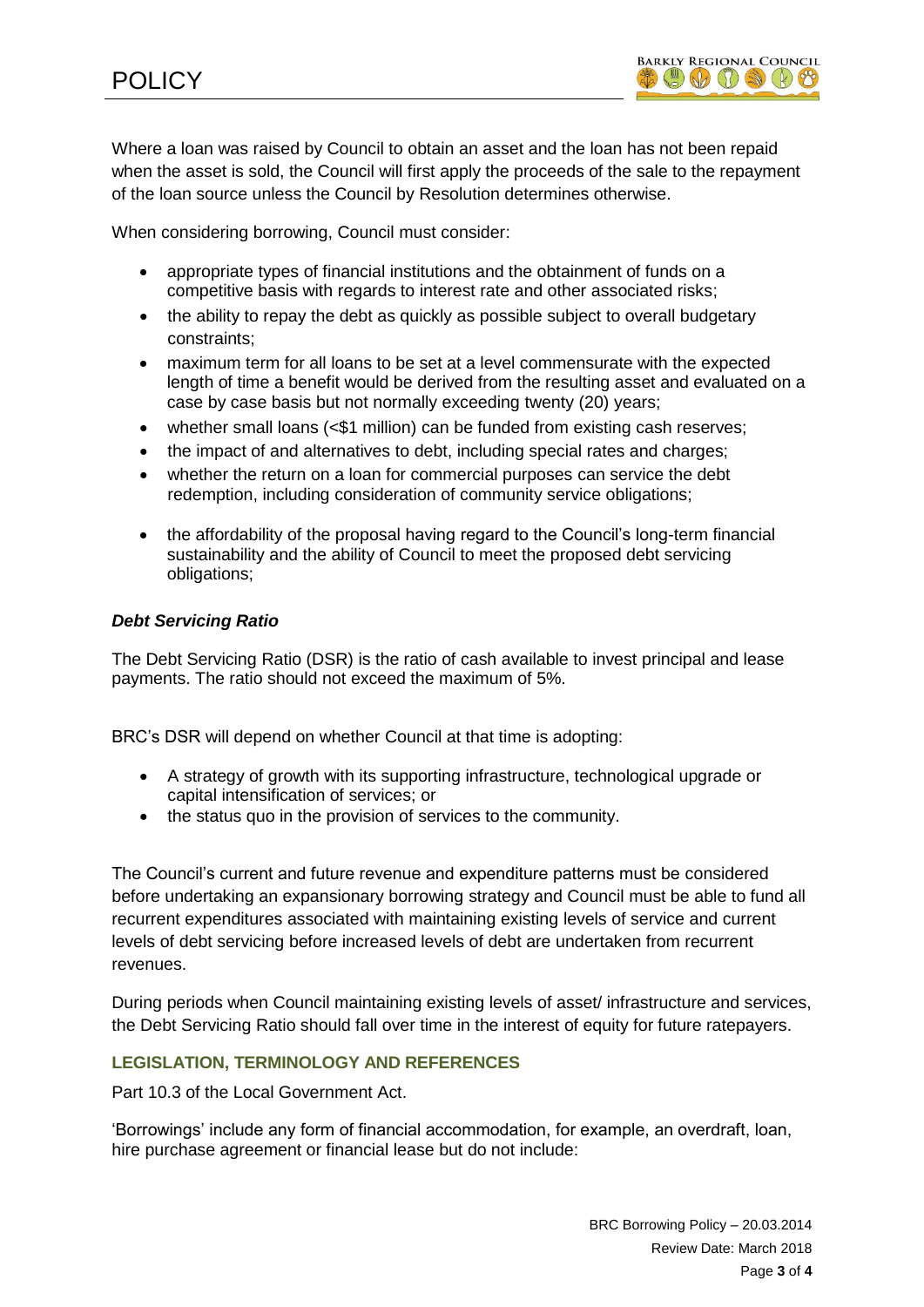Where a loan was raised by Council to obtain an asset and the loan has not been repaid when the asset is sold, the Council will first apply the proceeds of the sale to the repayment of the loan source unless the Council by Resolution determines otherwise.

When considering borrowing, Council must consider:

- appropriate types of financial institutions and the obtainment of funds on a competitive basis with regards to interest rate and other associated risks;
- the ability to repay the debt as quickly as possible subject to overall budgetary constraints;
- maximum term for all loans to be set at a level commensurate with the expected length of time a benefit would be derived from the resulting asset and evaluated on a case by case basis but not normally exceeding twenty (20) years;
- whether small loans (<$1 million) can be funded from existing cash reserves;
- the impact of and alternatives to debt, including special rates and charges;
- whether the return on a loan for commercial purposes can service the debt redemption, including consideration of community service obligations;
- the affordability of the proposal having regard to the Council's long-term financial sustainability and the ability of Council to meet the proposed debt servicing obligations;

### *Debt Servicing Ratio*

The Debt Servicing Ratio (DSR) is the ratio of cash available to invest principal and lease payments. The ratio should not exceed the maximum of 5%.

BRC's DSR will depend on whether Council at that time is adopting:

- A strategy of growth with its supporting infrastructure, technological upgrade or capital intensification of services; or
- the status quo in the provision of services to the community.

The Council's current and future revenue and expenditure patterns must be considered before undertaking an expansionary borrowing strategy and Council must be able to fund all recurrent expenditures associated with maintaining existing levels of service and current levels of debt servicing before increased levels of debt are undertaken from recurrent revenues.

During periods when Council maintaining existing levels of asset/ infrastructure and services, the Debt Servicing Ratio should fall over time in the interest of equity for future ratepayers.

## LEGISLATION, TERMINOLOGY AND REFERENCES

Part 10.3 of the Local Government Act.

'Borrowings' include any form of financial accommodation, for example, an overdraft, loan, hire purchase agreement or financial lease but do not include: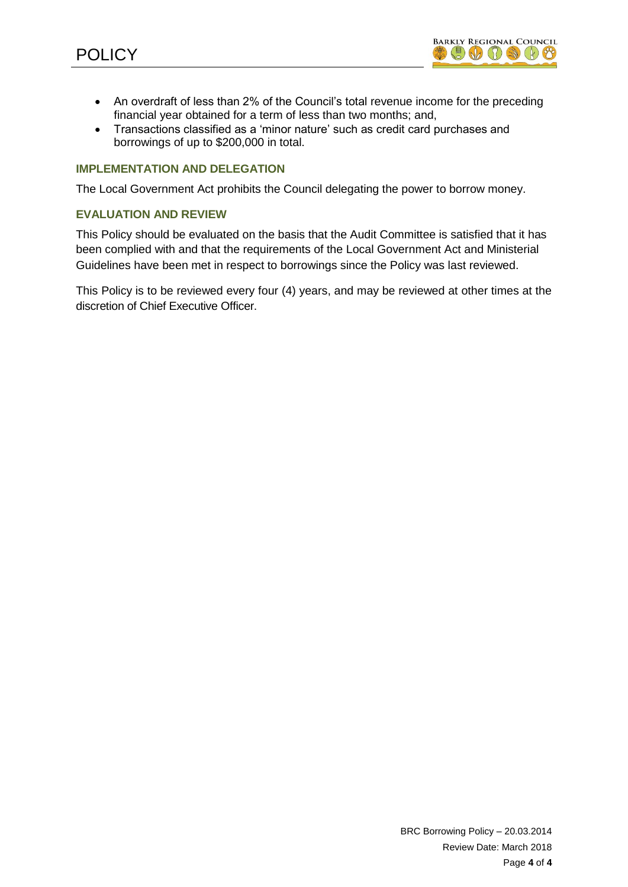- An overdraft of less than 2% of the Council's total revenue income for the preceding financial year obtained for a term of less than two months; and,
- Transactions classified as a 'minor nature' such as credit card purchases and borrowings of up to $200,000 in total.

### IMPLEMENTATION AND DELEGATION

The Local Government Act prohibits the Council delegating the power to borrow money.

### EVALUATION AND REVIEW

This Policy should be evaluated on the basis that the Audit Committee is satisfied that it has been complied with and that the requirements of the Local Government Act and Ministerial Guidelines have been met in respect to borrowings since the Policy was last reviewed.

This Policy is to be reviewed every four (4) years, and may be reviewed at other times at the discretion of Chief Executive Officer.